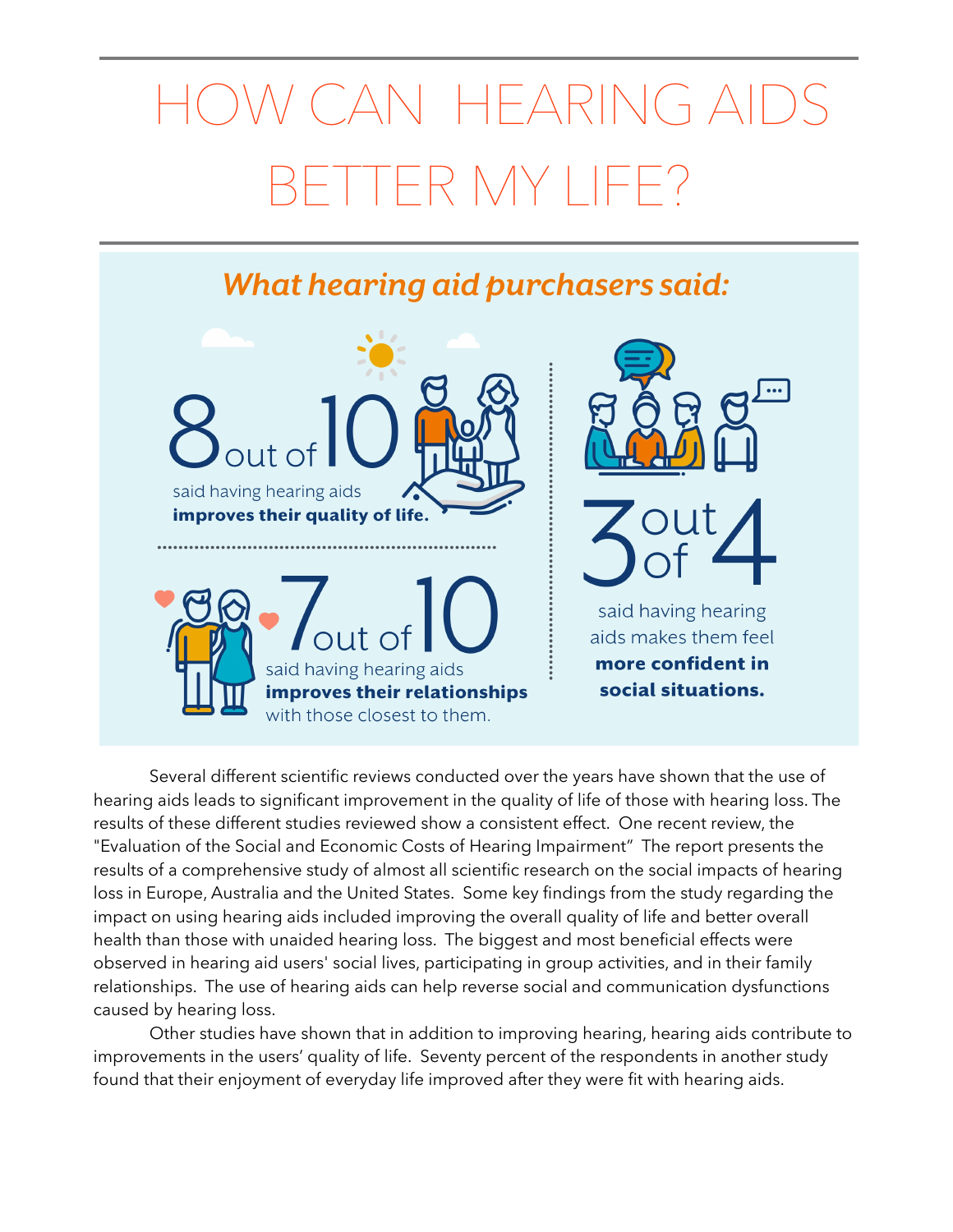# HOW CAN HEARING AIDS BETTER MY LIFE?

## *What hearing aid purchasers said:*

**8 out of 10** said having hearing aids **improves their quality of life.**

**7 out of 10** said having hearing aids **improves their relationships** with those closest to them.

**3 out of 4** said having hearing aids makes them feel **more confident in social situations.**

Several different scientific reviews conducted over the years have shown that the use of hearing aids leads to significant improvement in the quality of life of those with hearing loss. The results of these different studies reviewed show a consistent effect. One recent review, the "Evaluation of the Social and Economic Costs of Hearing Impairment" The report presents the results of a comprehensive study of almost all scientific research on the social impacts of hearing loss in Europe, Australia and the United States. Some key findings from the study regarding the impact on using hearing aids included improving the overall quality of life and better overall health than those with unaided hearing loss. The biggest and most beneficial effects were observed in hearing aid users' social lives, participating in group activities, and in their family relationships. The use of hearing aids can help reverse social and communication dysfunctions caused by hearing loss.

Other studies have shown that in addition to improving hearing, hearing aids contribute to improvements in the users' quality of life. Seventy percent of the respondents in another study found that their enjoyment of everyday life improved after they were fit with hearing aids.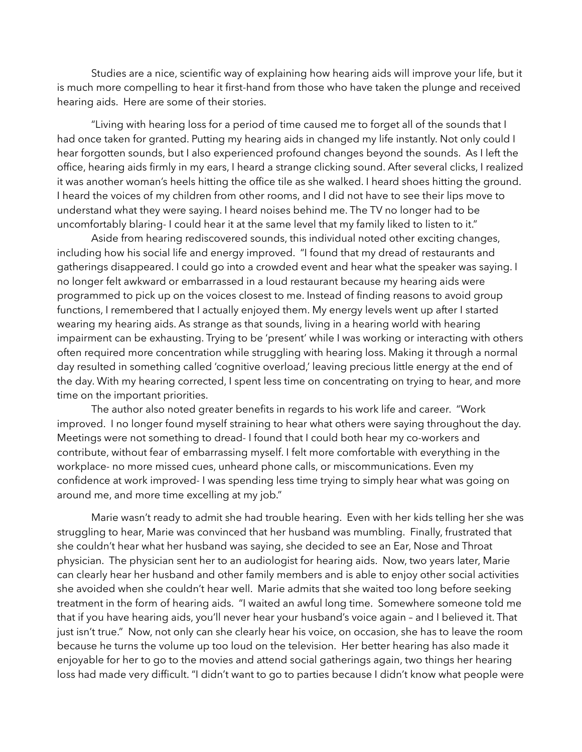Studies are a nice, scientific way of explaining how hearing aids will improve your life, but it is much more compelling to hear it first-hand from those who have taken the plunge and received hearing aids.  Here are some of their stories.

"Living with hearing loss for a period of time caused me to forget all of the sounds that I had once taken for granted. Putting my hearing aids in changed my life instantly. Not only could I hear forgotten sounds, but I also experienced profound changes beyond the sounds.  As I left the office, hearing aids firmly in my ears, I heard a strange clicking sound. After several clicks, I realized it was another woman's heels hitting the office tile as she walked. I heard shoes hitting the ground. I heard the voices of my children from other rooms, and I did not have to see their lips move to understand what they were saying. I heard noises behind me. The TV no longer had to be uncomfortably blaring- I could hear it at the same level that my family liked to listen to it."

Aside from hearing rediscovered sounds, this individual noted other exciting changes, including how his social life and energy improved.  "I found that my dread of restaurants and gatherings disappeared. I could go into a crowded event and hear what the speaker was saying. I no longer felt awkward or embarrassed in a loud restaurant because my hearing aids were programmed to pick up on the voices closest to me. Instead of finding reasons to avoid group functions, I remembered that I actually enjoyed them. My energy levels went up after I started wearing my hearing aids. As strange as that sounds, living in a hearing world with hearing impairment can be exhausting. Trying to be 'present' while I was working or interacting with others often required more concentration while struggling with hearing loss. Making it through a normal day resulted in something called 'cognitive overload,' leaving precious little energy at the end of the day. With my hearing corrected, I spent less time on concentrating on trying to hear, and more time on the important priorities.

The author also noted greater benefits in regards to his work life and career.  "Work improved.  I no longer found myself straining to hear what others were saying throughout the day. Meetings were not something to dread- I found that I could both hear my co-workers and contribute, without fear of embarrassing myself. I felt more comfortable with everything in the workplace- no more missed cues, unheard phone calls, or miscommunications. Even my confidence at work improved- I was spending less time trying to simply hear what was going on around me, and more time excelling at my job."

Marie wasn't ready to admit she had trouble hearing.  Even with her kids telling her she was struggling to hear, Marie was convinced that her husband was mumbling.  Finally, frustrated that she couldn't hear what her husband was saying, she decided to see an Ear, Nose and Throat physician.  The physician sent her to an audiologist for hearing aids.  Now, two years later, Marie can clearly hear her husband and other family members and is able to enjoy other social activities she avoided when she couldn't hear well.  Marie admits that she waited too long before seeking treatment in the form of hearing aids.  "I waited an awful long time.  Somewhere someone told me that if you have hearing aids, you'll never hear your husband's voice again – and I believed it. That just isn't true."  Now, not only can she clearly hear his voice, on occasion, she has to leave the room because he turns the volume up too loud on the television.  Her better hearing has also made it enjoyable for her to go to the movies and attend social gatherings again, two things her hearing loss had made very difficult. "I didn't want to go to parties because I didn't know what people were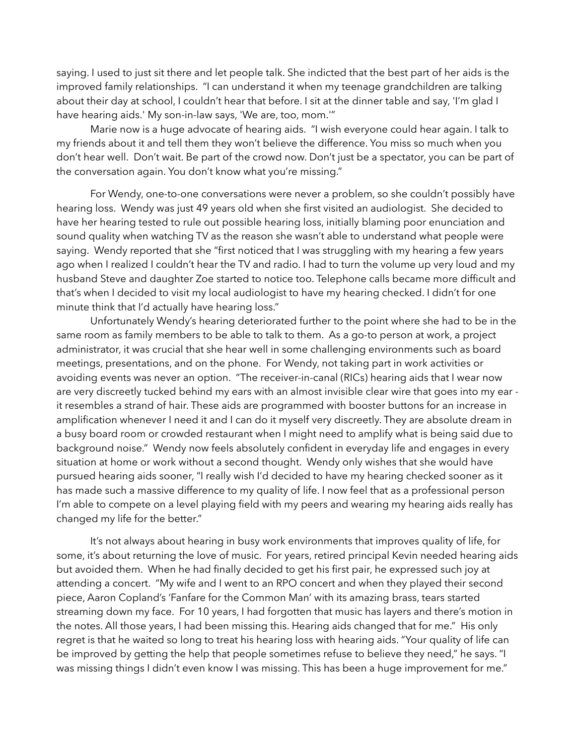saying. I used to just sit there and let people talk. She indicted that the best part of her aids is the improved family relationships. "I can understand it when my teenage grandchildren are talking about their day at school, I couldn't hear that before. I sit at the dinner table and say, 'I'm glad I have hearing aids.' My son-in-law says, 'We are, too, mom.'"

Marie now is a huge advocate of hearing aids. "I wish everyone could hear again. I talk to my friends about it and tell them they won't believe the difference. You miss so much when you don't hear well. Don't wait. Be part of the crowd now. Don't just be a spectator, you can be part of the conversation again. You don't know what you're missing."

For Wendy, one-to-one conversations were never a problem, so she couldn't possibly have hearing loss. Wendy was just 49 years old when she first visited an audiologist. She decided to have her hearing tested to rule out possible hearing loss, initially blaming poor enunciation and sound quality when watching TV as the reason she wasn't able to understand what people were saying. Wendy reported that she "first noticed that I was struggling with my hearing a few years ago when I realized I couldn't hear the TV and radio. I had to turn the volume up very loud and my husband Steve and daughter Zoe started to notice too. Telephone calls became more difficult and that's when I decided to visit my local audiologist to have my hearing checked. I didn't for one minute think that I'd actually have hearing loss."

Unfortunately Wendy's hearing deteriorated further to the point where she had to be in the same room as family members to be able to talk to them. As a go-to person at work, a project administrator, it was crucial that she hear well in some challenging environments such as board meetings, presentations, and on the phone. For Wendy, not taking part in work activities or avoiding events was never an option. "The receiver-in-canal (RICs) hearing aids that I wear now are very discreetly tucked behind my ears with an almost invisible clear wire that goes into my ear - it resembles a strand of hair. These aids are programmed with booster buttons for an increase in amplification whenever I need it and I can do it myself very discreetly. They are absolute dream in a busy board room or crowded restaurant when I might need to amplify what is being said due to background noise." Wendy now feels absolutely confident in everyday life and engages in every situation at home or work without a second thought. Wendy only wishes that she would have pursued hearing aids sooner, "I really wish I'd decided to have my hearing checked sooner as it has made such a massive difference to my quality of life. I now feel that as a professional person I'm able to compete on a level playing field with my peers and wearing my hearing aids really has changed my life for the better."

It's not always about hearing in busy work environments that improves quality of life, for some, it's about returning the love of music. For years, retired principal Kevin needed hearing aids but avoided them. When he had finally decided to get his first pair, he expressed such joy at attending a concert. "My wife and I went to an RPO concert and when they played their second piece, Aaron Copland's 'Fanfare for the Common Man' with its amazing brass, tears started streaming down my face. For 10 years, I had forgotten that music has layers and there's motion in the notes. All those years, I had been missing this. Hearing aids changed that for me." His only regret is that he waited so long to treat his hearing loss with hearing aids. "Your quality of life can be improved by getting the help that people sometimes refuse to believe they need," he says. "I was missing things I didn't even know I was missing. This has been a huge improvement for me."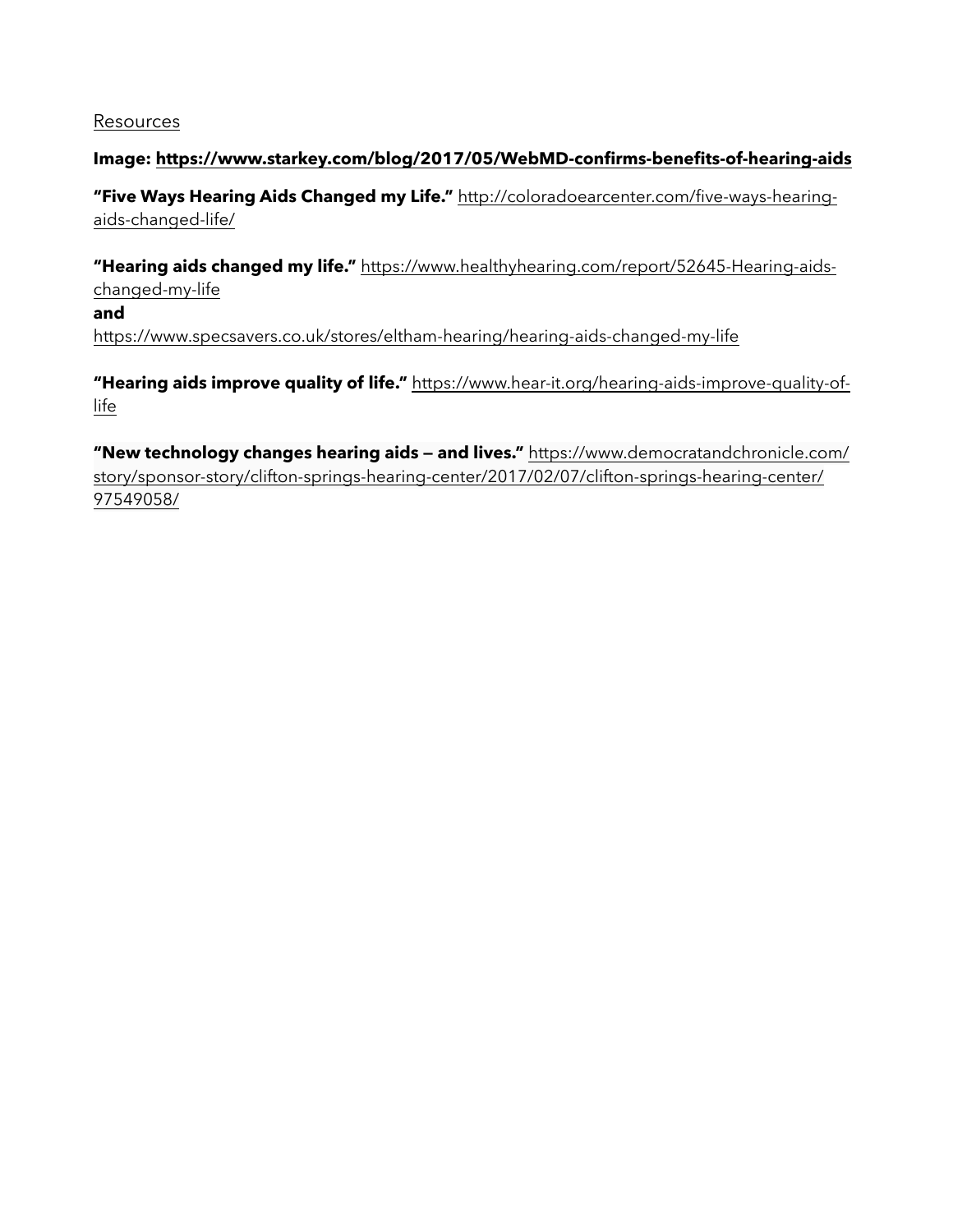Resources

**Image: https://www.starkey.com/blog/2017/05/WebMD-confirms-benefits-of-hearing-aids**

**"Five Ways Hearing Aids Changed my Life."** http://coloradoearcenter.com/five-ways-hearing-aids-changed-life/

**"Hearing aids changed my life."** https://www.healthyhearing.com/report/52645-Hearing-aids-changed-my-life
**and**
https://www.specsavers.co.uk/stores/eltham-hearing/hearing-aids-changed-my-life

**"Hearing aids improve quality of life."** https://www.hear-it.org/hearing-aids-improve-quality-of-life

**"New technology changes hearing aids — and lives."** https://www.democratandchronicle.com/story/sponsor-story/clifton-springs-hearing-center/2017/02/07/clifton-springs-hearing-center/97549058/